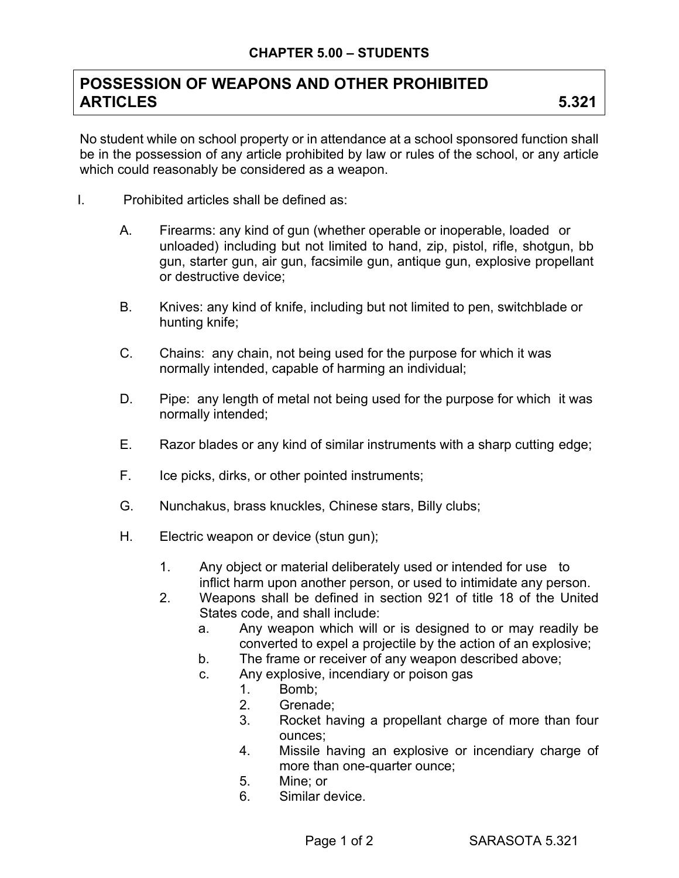**CHAPTER 5.00 – STUDENTS**

## POSSESSION OF WEAPONS AND OTHER PROHIBITED ARTICLES 5.321

No student while on school property or in attendance at a school sponsored function shall be in the possession of any article prohibited by law or rules of the school, or any article which could reasonably be considered as a weapon.

I. Prohibited articles shall be defined as:

   A. Firearms: any kind of gun (whether operable or inoperable, loaded or unloaded) including but not limited to hand, zip, pistol, rifle, shotgun, bb gun, starter gun, air gun, facsimile gun, antique gun, explosive propellant or destructive device;

   B. Knives: any kind of knife, including but not limited to pen, switchblade or hunting knife;

   C. Chains: any chain, not being used for the purpose for which it was normally intended, capable of harming an individual;

   D. Pipe: any length of metal not being used for the purpose for which it was normally intended;

   E. Razor blades or any kind of similar instruments with a sharp cutting edge;

   F. Ice picks, dirks, or other pointed instruments;

   G. Nunchakus, brass knuckles, Chinese stars, Billy clubs;

   H. Electric weapon or device (stun gun);

      1. Any object or material deliberately used or intended for use to inflict harm upon another person, or used to intimidate any person.
      2. Weapons shall be defined in section 921 of title 18 of the United States code, and shall include:
         a. Any weapon which will or is designed to or may readily be converted to expel a projectile by the action of an explosive;
         b. The frame or receiver of any weapon described above;
         c. Any explosive, incendiary or poison gas
            1. Bomb;
            2. Grenade;
            3. Rocket having a propellant charge of more than four ounces;
            4. Missile having an explosive or incendiary charge of more than one-quarter ounce;
            5. Mine; or
            6. Similar device.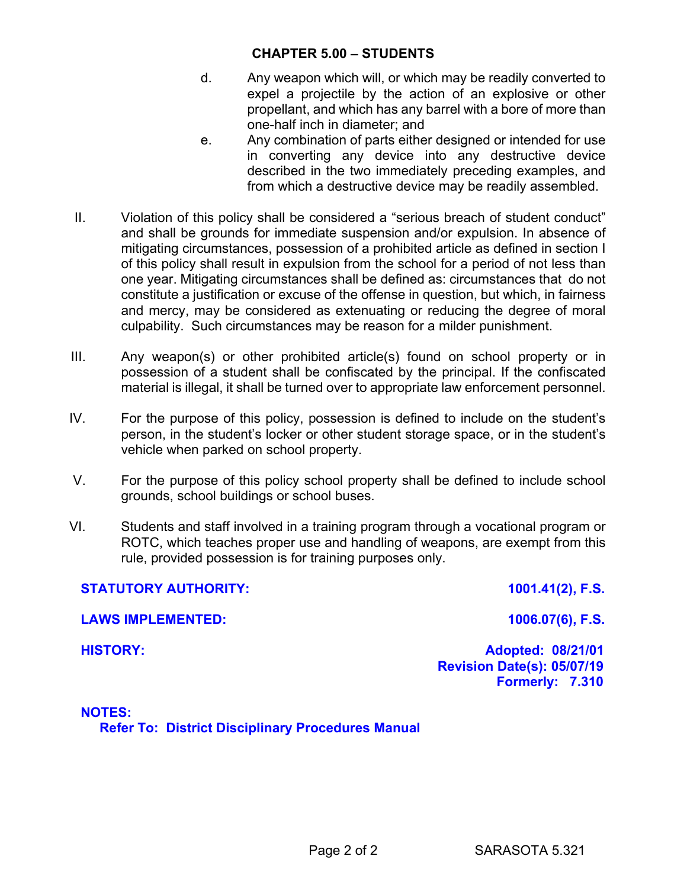d. Any weapon which will, or which may be readily converted to expel a projectile by the action of an explosive or other propellant, and which has any barrel with a bore of more than one-half inch in diameter; and

e. Any combination of parts either designed or intended for use in converting any device into any destructive device described in the two immediately preceding examples, and from which a destructive device may be readily assembled.

II. Violation of this policy shall be considered a "serious breach of student conduct" and shall be grounds for immediate suspension and/or expulsion. In absence of mitigating circumstances, possession of a prohibited article as defined in section I of this policy shall result in expulsion from the school for a period of not less than one year. Mitigating circumstances shall be defined as: circumstances that do not constitute a justification or excuse of the offense in question, but which, in fairness and mercy, may be considered as extenuating or reducing the degree of moral culpability. Such circumstances may be reason for a milder punishment.

III. Any weapon(s) or other prohibited article(s) found on school property or in possession of a student shall be confiscated by the principal. If the confiscated material is illegal, it shall be turned over to appropriate law enforcement personnel.

IV. For the purpose of this policy, possession is defined to include on the student's person, in the student's locker or other student storage space, or in the student's vehicle when parked on school property.

V. For the purpose of this policy school property shall be defined to include school grounds, school buildings or school buses.

VI. Students and staff involved in a training program through a vocational program or ROTC, which teaches proper use and handling of weapons, are exempt from this rule, provided possession is for training purposes only.

**STATUTORY AUTHORITY:** **1001.41(2), F.S.**

**LAWS IMPLEMENTED:** **1006.07(6), F.S.**

**HISTORY:** **Adopted: 08/21/01**
**Revision Date(s): 05/07/19**
**Formerly: 7.310**

**NOTES:**
**Refer To: District Disciplinary Procedures Manual**